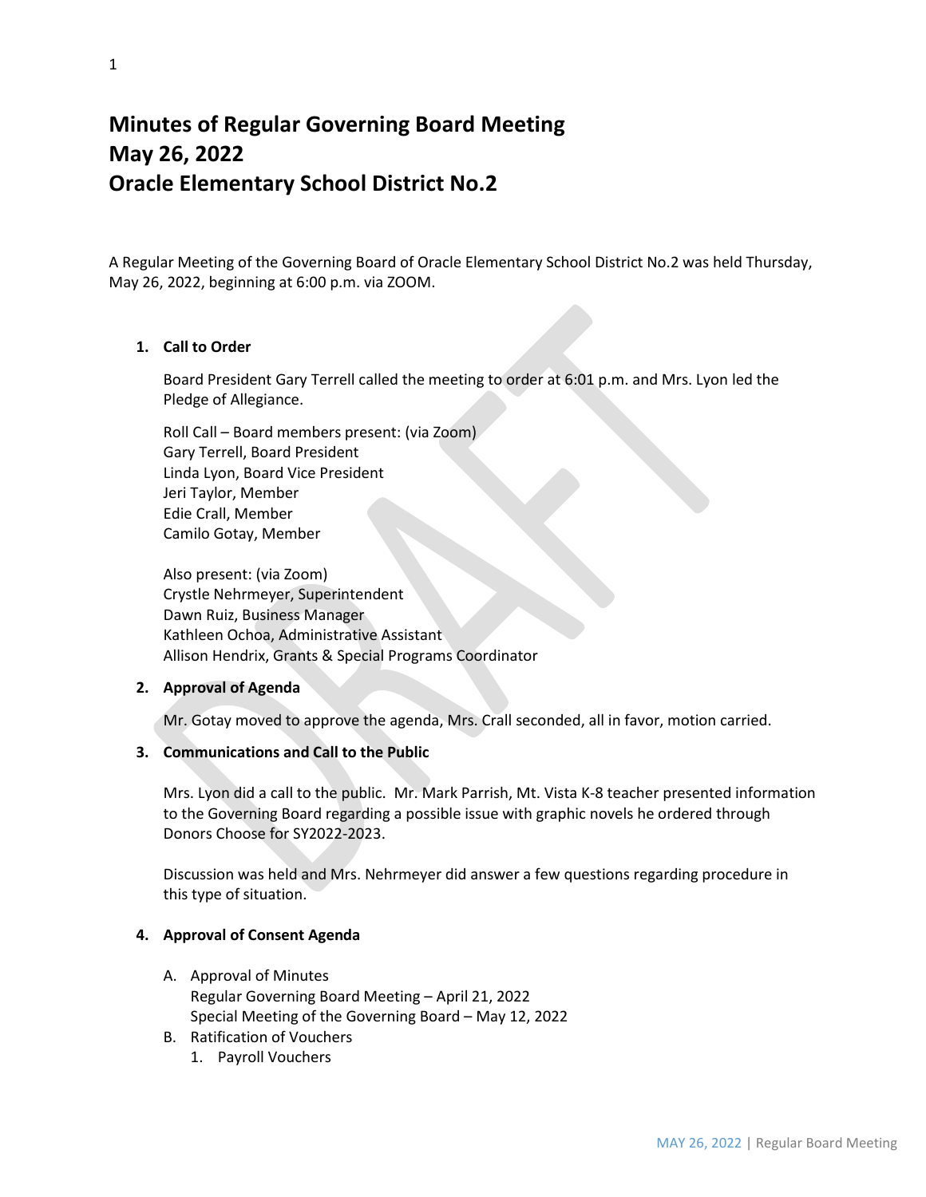# Minutes of Regular Governing Board Meeting
# May 26, 2022
# Oracle Elementary School District No.2

A Regular Meeting of the Governing Board of Oracle Elementary School District No.2 was held Thursday, May 26, 2022, beginning at 6:00 p.m. via ZOOM.

1. **Call to Order**

   Board President Gary Terrell called the meeting to order at 6:01 p.m. and Mrs. Lyon led the Pledge of Allegiance.

   Roll Call – Board members present: (via Zoom)
   Gary Terrell, Board President
   Linda Lyon, Board Vice President
   Jeri Taylor, Member
   Edie Crall, Member
   Camilo Gotay, Member

   Also present: (via Zoom)
   Crystle Nehrmeyer, Superintendent
   Dawn Ruiz, Business Manager
   Kathleen Ochoa, Administrative Assistant
   Allison Hendrix, Grants & Special Programs Coordinator

2. **Approval of Agenda**

   Mr. Gotay moved to approve the agenda, Mrs. Crall seconded, all in favor, motion carried.

3. **Communications and Call to the Public**

   Mrs. Lyon did a call to the public. Mr. Mark Parrish, Mt. Vista K-8 teacher presented information to the Governing Board regarding a possible issue with graphic novels he ordered through Donors Choose for SY2022-2023.

   Discussion was held and Mrs. Nehrmeyer did answer a few questions regarding procedure in this type of situation.

4. **Approval of Consent Agenda**

   A. Approval of Minutes
      Regular Governing Board Meeting – April 21, 2022
      Special Meeting of the Governing Board – May 12, 2022
   B. Ratification of Vouchers
      1. Payroll Vouchers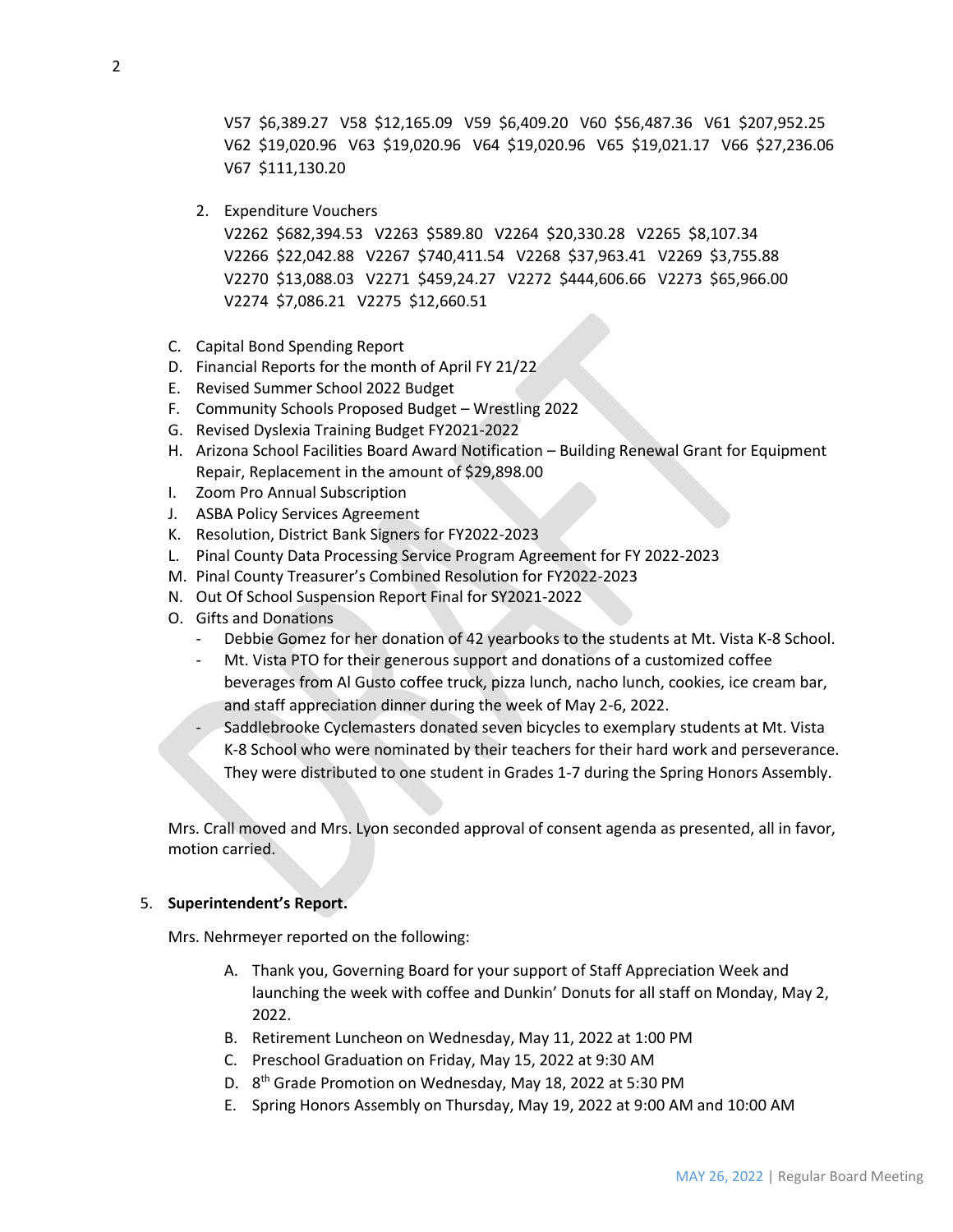V57 $6,389.27 V58 $12,165.09 V59 $6,409.20 V60 $56,487.36 V61 $207,952.25 V62 $19,020.96 V63 $19,020.96 V64 $19,020.96 V65 $19,021.17 V66 $27,236.06 V67 $111,130.20

2. Expenditure Vouchers
   V2262 $682,394.53 V2263 $589.80 V2264 $20,330.28 V2265 $8,107.34 V2266 $22,042.88 V2267 $740,411.54 V2268 $37,963.41 V2269 $3,755.88 V2270 $13,088.03 V2271 $459,24.27 V2272 $444,606.66 V2273 $65,966.00 V2274 $7,086.21 V2275 $12,660.51

C. Capital Bond Spending Report
D. Financial Reports for the month of April FY 21/22
E. Revised Summer School 2022 Budget
F. Community Schools Proposed Budget – Wrestling 2022
G. Revised Dyslexia Training Budget FY2021-2022
H. Arizona School Facilities Board Award Notification – Building Renewal Grant for Equipment Repair, Replacement in the amount of $29,898.00
I. Zoom Pro Annual Subscription
J. ASBA Policy Services Agreement
K. Resolution, District Bank Signers for FY2022-2023
L. Pinal County Data Processing Service Program Agreement for FY 2022-2023
M. Pinal County Treasurer's Combined Resolution for FY2022-2023
N. Out Of School Suspension Report Final for SY2021-2022
O. Gifts and Donations
   - Debbie Gomez for her donation of 42 yearbooks to the students at Mt. Vista K-8 School.
   - Mt. Vista PTO for their generous support and donations of a customized coffee beverages from Al Gusto coffee truck, pizza lunch, nacho lunch, cookies, ice cream bar, and staff appreciation dinner during the week of May 2-6, 2022.
   - Saddlebrooke Cyclemasters donated seven bicycles to exemplary students at Mt. Vista K-8 School who were nominated by their teachers for their hard work and perseverance. They were distributed to one student in Grades 1-7 during the Spring Honors Assembly.

Mrs. Crall moved and Mrs. Lyon seconded approval of consent agenda as presented, all in favor, motion carried.

5. **Superintendent's Report.**

Mrs. Nehrmeyer reported on the following:

A. Thank you, Governing Board for your support of Staff Appreciation Week and launching the week with coffee and Dunkin' Donuts for all staff on Monday, May 2, 2022.
B. Retirement Luncheon on Wednesday, May 11, 2022 at 1:00 PM
C. Preschool Graduation on Friday, May 15, 2022 at 9:30 AM
D. 8th Grade Promotion on Wednesday, May 18, 2022 at 5:30 PM
E. Spring Honors Assembly on Thursday, May 19, 2022 at 9:00 AM and 10:00 AM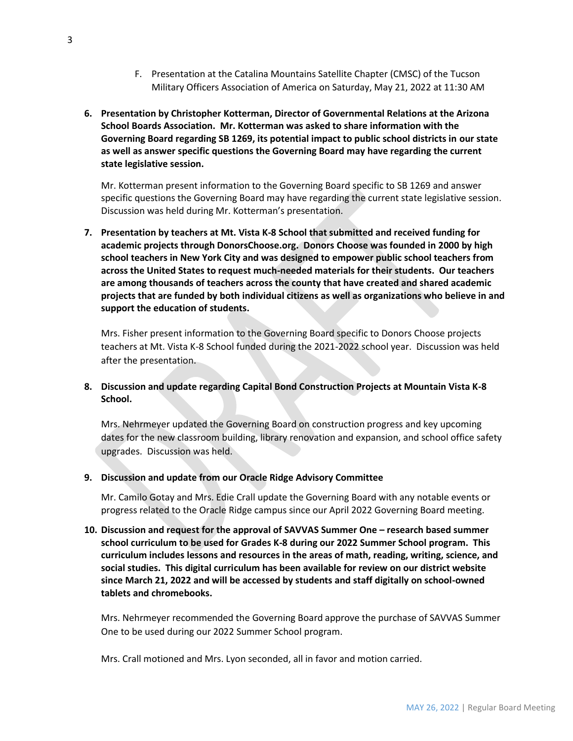F. Presentation at the Catalina Mountains Satellite Chapter (CMSC) of the Tucson Military Officers Association of America on Saturday, May 21, 2022 at 11:30 AM

**6. Presentation by Christopher Kotterman, Director of Governmental Relations at the Arizona School Boards Association. Mr. Kotterman was asked to share information with the Governing Board regarding SB 1269, its potential impact to public school districts in our state as well as answer specific questions the Governing Board may have regarding the current state legislative session.**

Mr. Kotterman present information to the Governing Board specific to SB 1269 and answer specific questions the Governing Board may have regarding the current state legislative session. Discussion was held during Mr. Kotterman's presentation.

**7. Presentation by teachers at Mt. Vista K-8 School that submitted and received funding for academic projects through DonorsChoose.org. Donors Choose was founded in 2000 by high school teachers in New York City and was designed to empower public school teachers from across the United States to request much-needed materials for their students. Our teachers are among thousands of teachers across the county that have created and shared academic projects that are funded by both individual citizens as well as organizations who believe in and support the education of students.**

Mrs. Fisher present information to the Governing Board specific to Donors Choose projects teachers at Mt. Vista K-8 School funded during the 2021-2022 school year. Discussion was held after the presentation.

**8. Discussion and update regarding Capital Bond Construction Projects at Mountain Vista K-8 School.**

Mrs. Nehrmeyer updated the Governing Board on construction progress and key upcoming dates for the new classroom building, library renovation and expansion, and school office safety upgrades. Discussion was held.

**9. Discussion and update from our Oracle Ridge Advisory Committee**

Mr. Camilo Gotay and Mrs. Edie Crall update the Governing Board with any notable events or progress related to the Oracle Ridge campus since our April 2022 Governing Board meeting.

**10. Discussion and request for the approval of SAVVAS Summer One – research based summer school curriculum to be used for Grades K-8 during our 2022 Summer School program. This curriculum includes lessons and resources in the areas of math, reading, writing, science, and social studies. This digital curriculum has been available for review on our district website since March 21, 2022 and will be accessed by students and staff digitally on school-owned tablets and chromebooks.**

Mrs. Nehrmeyer recommended the Governing Board approve the purchase of SAVVAS Summer One to be used during our 2022 Summer School program.

Mrs. Crall motioned and Mrs. Lyon seconded, all in favor and motion carried.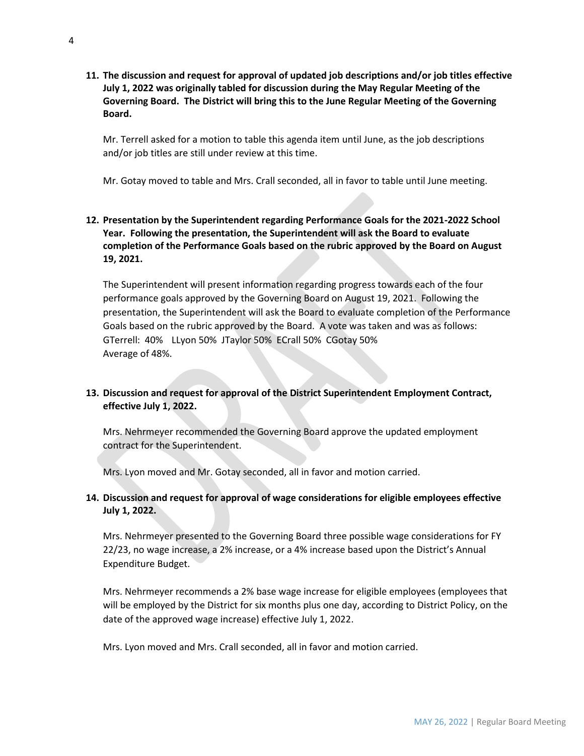**11. The discussion and request for approval of updated job descriptions and/or job titles effective July 1, 2022 was originally tabled for discussion during the May Regular Meeting of the Governing Board. The District will bring this to the June Regular Meeting of the Governing Board.**

Mr. Terrell asked for a motion to table this agenda item until June, as the job descriptions and/or job titles are still under review at this time.

Mr. Gotay moved to table and Mrs. Crall seconded, all in favor to table until June meeting.

**12. Presentation by the Superintendent regarding Performance Goals for the 2021-2022 School Year. Following the presentation, the Superintendent will ask the Board to evaluate completion of the Performance Goals based on the rubric approved by the Board on August 19, 2021.**

The Superintendent will present information regarding progress towards each of the four performance goals approved by the Governing Board on August 19, 2021. Following the presentation, the Superintendent will ask the Board to evaluate completion of the Performance Goals based on the rubric approved by the Board. A vote was taken and was as follows:
GTerrell: 40% LLyon 50% JTaylor 50% ECrall 50% CGotay 50%
Average of 48%.

**13. Discussion and request for approval of the District Superintendent Employment Contract, effective July 1, 2022.**

Mrs. Nehrmeyer recommended the Governing Board approve the updated employment contract for the Superintendent.

Mrs. Lyon moved and Mr. Gotay seconded, all in favor and motion carried.

**14. Discussion and request for approval of wage considerations for eligible employees effective July 1, 2022.**

Mrs. Nehrmeyer presented to the Governing Board three possible wage considerations for FY 22/23, no wage increase, a 2% increase, or a 4% increase based upon the District's Annual Expenditure Budget.

Mrs. Nehrmeyer recommends a 2% base wage increase for eligible employees (employees that will be employed by the District for six months plus one day, according to District Policy, on the date of the approved wage increase) effective July 1, 2022.

Mrs. Lyon moved and Mrs. Crall seconded, all in favor and motion carried.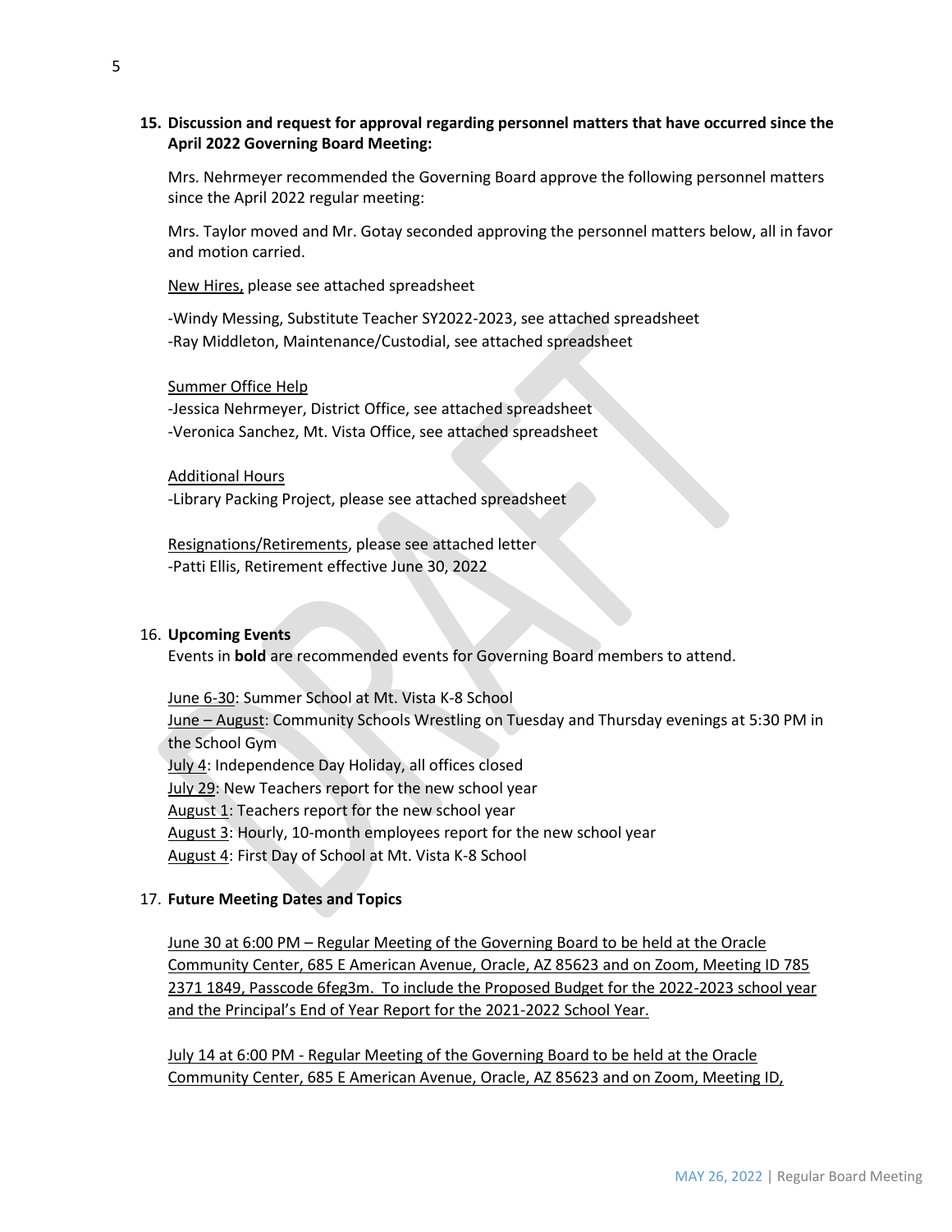15. **Discussion and request for approval regarding personnel matters that have occurred since the April 2022 Governing Board Meeting:**

    Mrs. Nehrmeyer recommended the Governing Board approve the following personnel matters since the April 2022 regular meeting:

    Mrs. Taylor moved and Mr. Gotay seconded approving the personnel matters below, all in favor and motion carried.

    <u>New Hires,</u> please see attached spreadsheet

    -Windy Messing, Substitute Teacher SY2022-2023, see attached spreadsheet
    -Ray Middleton, Maintenance/Custodial, see attached spreadsheet

    <u>Summer Office Help</u>
    -Jessica Nehrmeyer, District Office, see attached spreadsheet
    -Veronica Sanchez, Mt. Vista Office, see attached spreadsheet

    <u>Additional Hours</u>
    -Library Packing Project, please see attached spreadsheet

    <u>Resignations/Retirements</u>, please see attached letter
    -Patti Ellis, Retirement effective June 30, 2022

16. **Upcoming Events**
    Events in **bold** are recommended events for Governing Board members to attend.

    <u>June 6-30</u>: Summer School at Mt. Vista K-8 School
    <u>June – August</u>: Community Schools Wrestling on Tuesday and Thursday evenings at 5:30 PM in the School Gym
    <u>July 4</u>: Independence Day Holiday, all offices closed
    <u>July 29</u>: New Teachers report for the new school year
    <u>August 1</u>: Teachers report for the new school year
    <u>August 3</u>: Hourly, 10-month employees report for the new school year
    <u>August 4</u>: First Day of School at Mt. Vista K-8 School

17. **Future Meeting Dates and Topics**

    <u>June 30 at 6:00 PM – Regular Meeting of the Governing Board to be held at the Oracle Community Center, 685 E American Avenue, Oracle, AZ 85623 and on Zoom, Meeting ID 785 2371 1849, Passcode 6feg3m. To include the Proposed Budget for the 2022-2023 school year and the Principal's End of Year Report for the 2021-2022 School Year.</u>

    <u>July 14 at 6:00 PM - Regular Meeting of the Governing Board to be held at the Oracle Community Center, 685 E American Avenue, Oracle, AZ 85623 and on Zoom, Meeting ID,</u>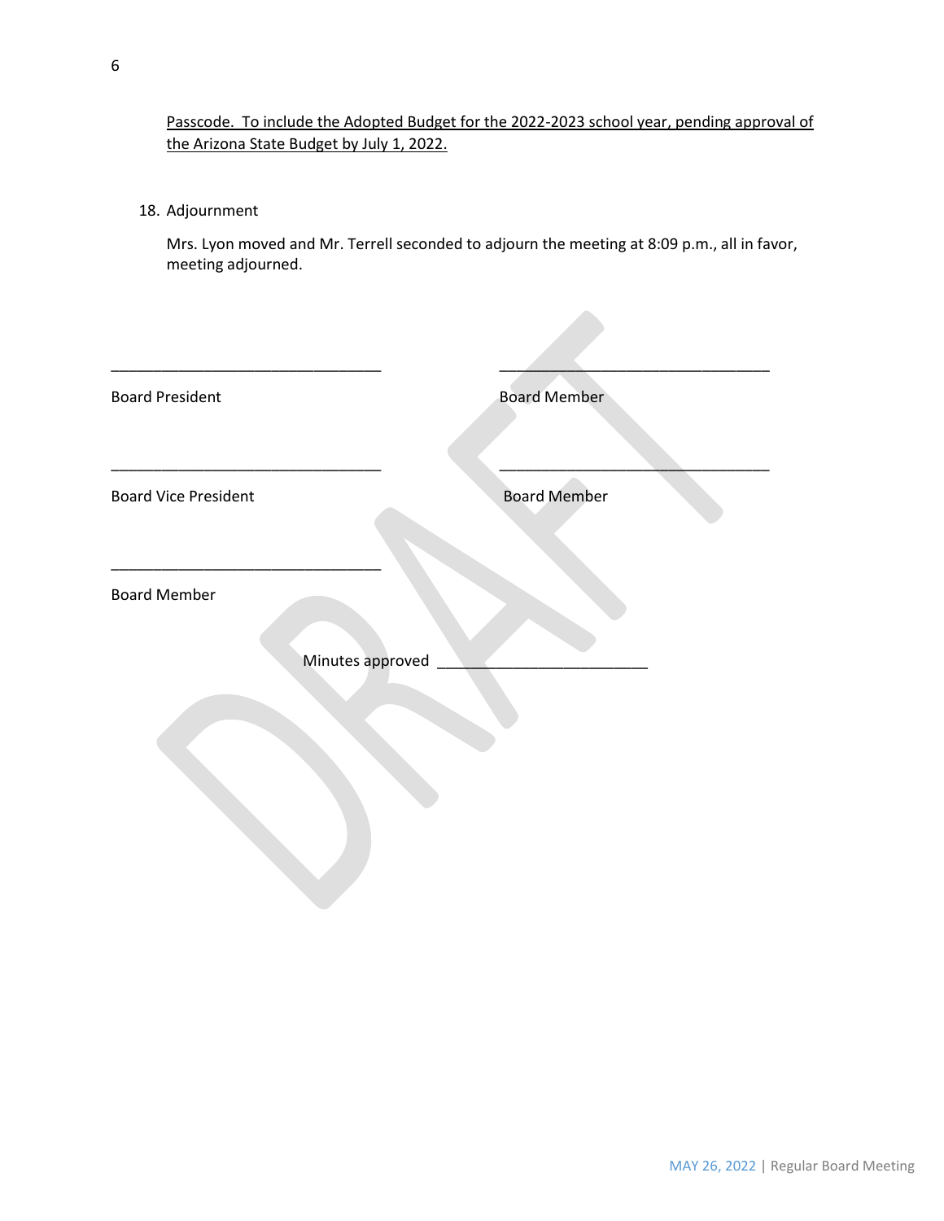<u>Passcode. To include the Adopted Budget for the 2022-2023 school year, pending approval of the Arizona State Budget by July 1, 2022.</u>

18. Adjournment

    Mrs. Lyon moved and Mr. Terrell seconded to adjourn the meeting at 8:09 p.m., all in favor, meeting adjourned.

________________________________ ________________________________

Board President Board Member

________________________________ ________________________________

Board Vice President Board Member

________________________________

Board Member

Minutes approved ________________________